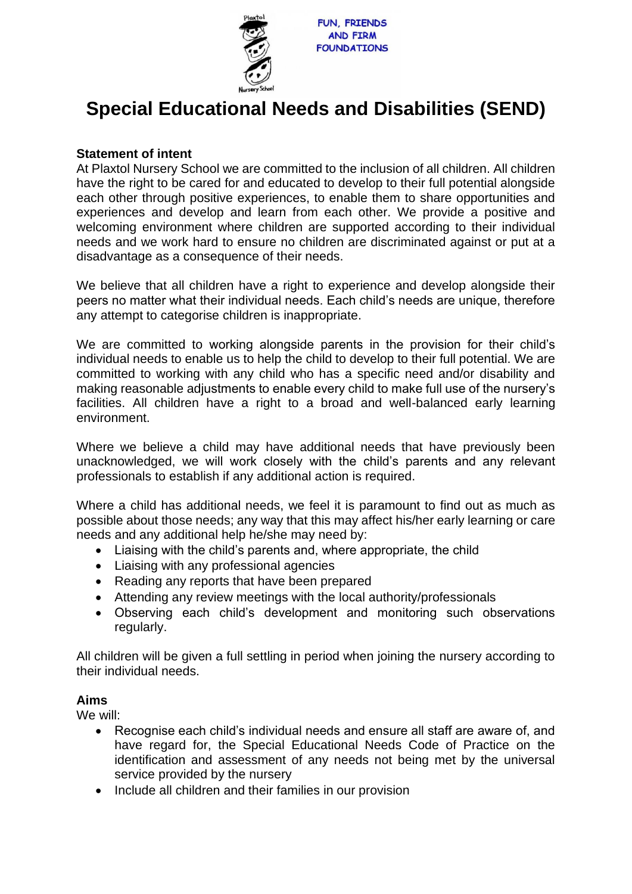FUN, FRIENDS AND FIRM FOUNDATIONS

# Special Educational Needs and Disabilities (SEND)

**Statement of intent**

At Plaxtol Nursery School we are committed to the inclusion of all children. All children have the right to be cared for and educated to develop to their full potential alongside each other through positive experiences, to enable them to share opportunities and experiences and develop and learn from each other. We provide a positive and welcoming environment where children are supported according to their individual needs and we work hard to ensure no children are discriminated against or put at a disadvantage as a consequence of their needs.

We believe that all children have a right to experience and develop alongside their peers no matter what their individual needs. Each child's needs are unique, therefore any attempt to categorise children is inappropriate.

We are committed to working alongside parents in the provision for their child's individual needs to enable us to help the child to develop to their full potential. We are committed to working with any child who has a specific need and/or disability and making reasonable adjustments to enable every child to make full use of the nursery's facilities. All children have a right to a broad and well-balanced early learning environment.

Where we believe a child may have additional needs that have previously been unacknowledged, we will work closely with the child's parents and any relevant professionals to establish if any additional action is required.

Where a child has additional needs, we feel it is paramount to find out as much as possible about those needs; any way that this may affect his/her early learning or care needs and any additional help he/she may need by:

- Liaising with the child's parents and, where appropriate, the child
- Liaising with any professional agencies
- Reading any reports that have been prepared
- Attending any review meetings with the local authority/professionals
- Observing each child's development and monitoring such observations regularly.

All children will be given a full settling in period when joining the nursery according to their individual needs.

**Aims**

We will:

- Recognise each child's individual needs and ensure all staff are aware of, and have regard for, the Special Educational Needs Code of Practice on the identification and assessment of any needs not being met by the universal service provided by the nursery
- Include all children and their families in our provision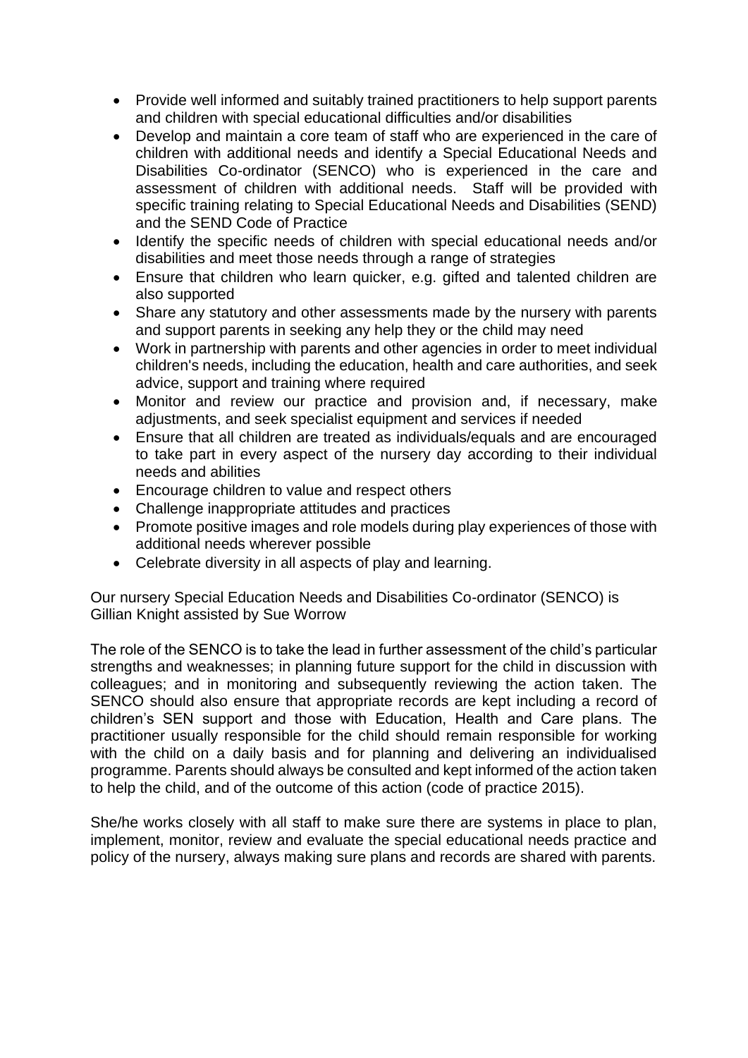- Provide well informed and suitably trained practitioners to help support parents and children with special educational difficulties and/or disabilities
- Develop and maintain a core team of staff who are experienced in the care of children with additional needs and identify a Special Educational Needs and Disabilities Co-ordinator (SENCO) who is experienced in the care and assessment of children with additional needs. Staff will be provided with specific training relating to Special Educational Needs and Disabilities (SEND) and the SEND Code of Practice
- Identify the specific needs of children with special educational needs and/or disabilities and meet those needs through a range of strategies
- Ensure that children who learn quicker, e.g. gifted and talented children are also supported
- Share any statutory and other assessments made by the nursery with parents and support parents in seeking any help they or the child may need
- Work in partnership with parents and other agencies in order to meet individual children's needs, including the education, health and care authorities, and seek advice, support and training where required
- Monitor and review our practice and provision and, if necessary, make adjustments, and seek specialist equipment and services if needed
- Ensure that all children are treated as individuals/equals and are encouraged to take part in every aspect of the nursery day according to their individual needs and abilities
- Encourage children to value and respect others
- Challenge inappropriate attitudes and practices
- Promote positive images and role models during play experiences of those with additional needs wherever possible
- Celebrate diversity in all aspects of play and learning.

Our nursery Special Education Needs and Disabilities Co-ordinator (SENCO) is Gillian Knight assisted by Sue Worrow

The role of the SENCO is to take the lead in further assessment of the child's particular strengths and weaknesses; in planning future support for the child in discussion with colleagues; and in monitoring and subsequently reviewing the action taken. The SENCO should also ensure that appropriate records are kept including a record of children's SEN support and those with Education, Health and Care plans. The practitioner usually responsible for the child should remain responsible for working with the child on a daily basis and for planning and delivering an individualised programme. Parents should always be consulted and kept informed of the action taken to help the child, and of the outcome of this action (code of practice 2015).

She/he works closely with all staff to make sure there are systems in place to plan, implement, monitor, review and evaluate the special educational needs practice and policy of the nursery, always making sure plans and records are shared with parents.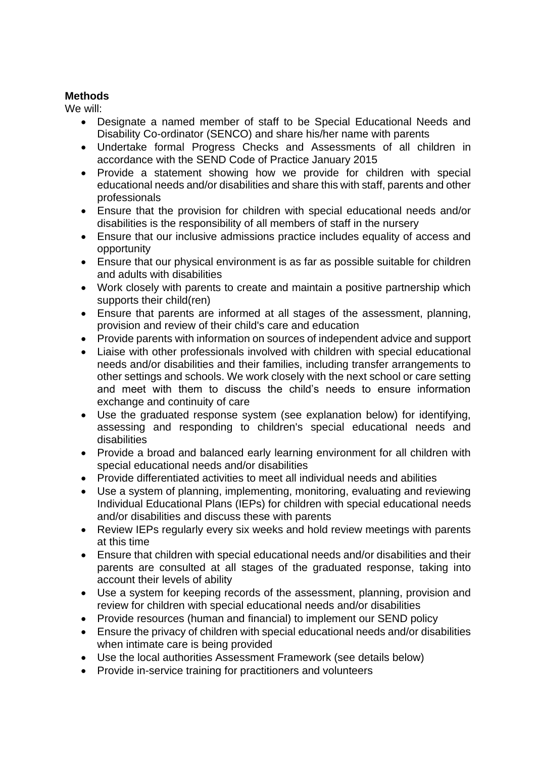**Methods**

We will:

- Designate a named member of staff to be Special Educational Needs and Disability Co-ordinator (SENCO) and share his/her name with parents
- Undertake formal Progress Checks and Assessments of all children in accordance with the SEND Code of Practice January 2015
- Provide a statement showing how we provide for children with special educational needs and/or disabilities and share this with staff, parents and other professionals
- Ensure that the provision for children with special educational needs and/or disabilities is the responsibility of all members of staff in the nursery
- Ensure that our inclusive admissions practice includes equality of access and opportunity
- Ensure that our physical environment is as far as possible suitable for children and adults with disabilities
- Work closely with parents to create and maintain a positive partnership which supports their child(ren)
- Ensure that parents are informed at all stages of the assessment, planning, provision and review of their child's care and education
- Provide parents with information on sources of independent advice and support
- Liaise with other professionals involved with children with special educational needs and/or disabilities and their families, including transfer arrangements to other settings and schools. We work closely with the next school or care setting and meet with them to discuss the child's needs to ensure information exchange and continuity of care
- Use the graduated response system (see explanation below) for identifying, assessing and responding to children's special educational needs and disabilities
- Provide a broad and balanced early learning environment for all children with special educational needs and/or disabilities
- Provide differentiated activities to meet all individual needs and abilities
- Use a system of planning, implementing, monitoring, evaluating and reviewing Individual Educational Plans (IEPs) for children with special educational needs and/or disabilities and discuss these with parents
- Review IEPs regularly every six weeks and hold review meetings with parents at this time
- Ensure that children with special educational needs and/or disabilities and their parents are consulted at all stages of the graduated response, taking into account their levels of ability
- Use a system for keeping records of the assessment, planning, provision and review for children with special educational needs and/or disabilities
- Provide resources (human and financial) to implement our SEND policy
- Ensure the privacy of children with special educational needs and/or disabilities when intimate care is being provided
- Use the local authorities Assessment Framework (see details below)
- Provide in-service training for practitioners and volunteers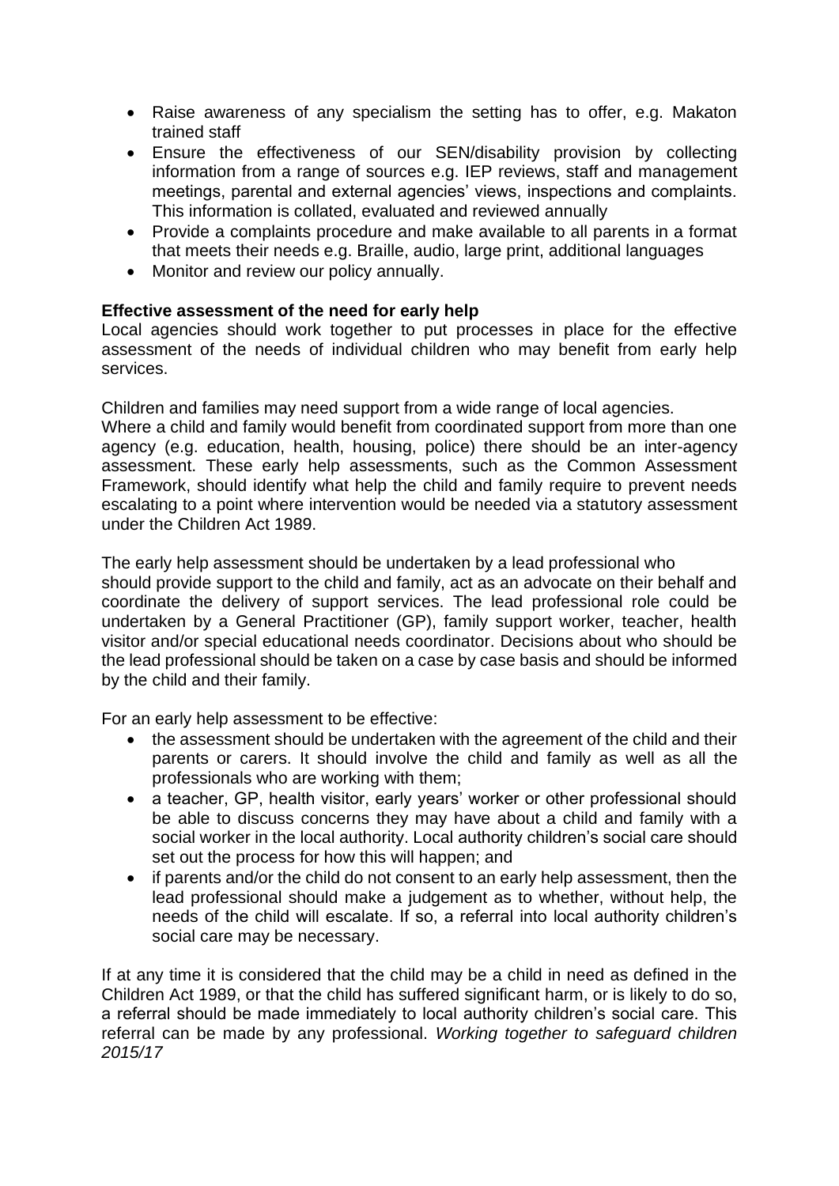- Raise awareness of any specialism the setting has to offer, e.g. Makaton trained staff
- Ensure the effectiveness of our SEN/disability provision by collecting information from a range of sources e.g. IEP reviews, staff and management meetings, parental and external agencies' views, inspections and complaints. This information is collated, evaluated and reviewed annually
- Provide a complaints procedure and make available to all parents in a format that meets their needs e.g. Braille, audio, large print, additional languages
- Monitor and review our policy annually.

**Effective assessment of the need for early help**

Local agencies should work together to put processes in place for the effective assessment of the needs of individual children who may benefit from early help services.

Children and families may need support from a wide range of local agencies.
Where a child and family would benefit from coordinated support from more than one agency (e.g. education, health, housing, police) there should be an inter-agency assessment. These early help assessments, such as the Common Assessment Framework, should identify what help the child and family require to prevent needs escalating to a point where intervention would be needed via a statutory assessment under the Children Act 1989.

The early help assessment should be undertaken by a lead professional who should provide support to the child and family, act as an advocate on their behalf and coordinate the delivery of support services. The lead professional role could be undertaken by a General Practitioner (GP), family support worker, teacher, health visitor and/or special educational needs coordinator. Decisions about who should be the lead professional should be taken on a case by case basis and should be informed by the child and their family.

For an early help assessment to be effective:

- the assessment should be undertaken with the agreement of the child and their parents or carers. It should involve the child and family as well as all the professionals who are working with them;
- a teacher, GP, health visitor, early years' worker or other professional should be able to discuss concerns they may have about a child and family with a social worker in the local authority. Local authority children's social care should set out the process for how this will happen; and
- if parents and/or the child do not consent to an early help assessment, then the lead professional should make a judgement as to whether, without help, the needs of the child will escalate. If so, a referral into local authority children's social care may be necessary.

If at any time it is considered that the child may be a child in need as defined in the Children Act 1989, or that the child has suffered significant harm, or is likely to do so, a referral should be made immediately to local authority children's social care. This referral can be made by any professional. *Working together to safeguard children 2015/17*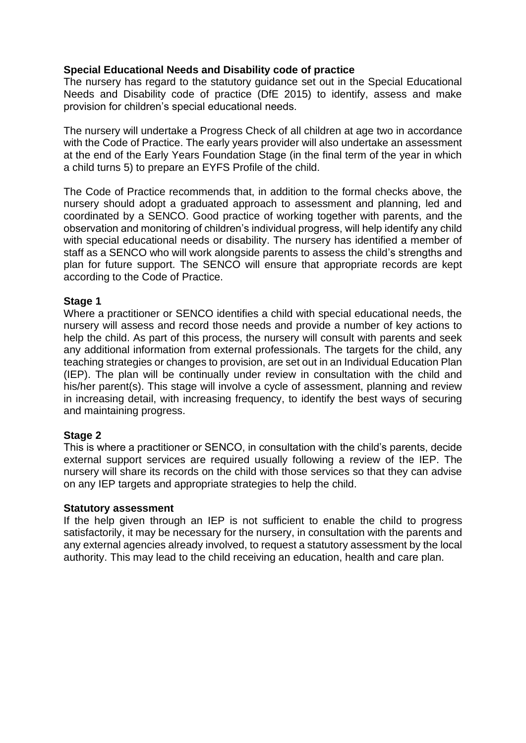**Special Educational Needs and Disability code of practice**

The nursery has regard to the statutory guidance set out in the Special Educational Needs and Disability code of practice (DfE 2015) to identify, assess and make provision for children's special educational needs.

The nursery will undertake a Progress Check of all children at age two in accordance with the Code of Practice. The early years provider will also undertake an assessment at the end of the Early Years Foundation Stage (in the final term of the year in which a child turns 5) to prepare an EYFS Profile of the child.

The Code of Practice recommends that, in addition to the formal checks above, the nursery should adopt a graduated approach to assessment and planning, led and coordinated by a SENCO. Good practice of working together with parents, and the observation and monitoring of children's individual progress, will help identify any child with special educational needs or disability. The nursery has identified a member of staff as a SENCO who will work alongside parents to assess the child's strengths and plan for future support. The SENCO will ensure that appropriate records are kept according to the Code of Practice.

**Stage 1**

Where a practitioner or SENCO identifies a child with special educational needs, the nursery will assess and record those needs and provide a number of key actions to help the child. As part of this process, the nursery will consult with parents and seek any additional information from external professionals. The targets for the child, any teaching strategies or changes to provision, are set out in an Individual Education Plan (IEP). The plan will be continually under review in consultation with the child and his/her parent(s). This stage will involve a cycle of assessment, planning and review in increasing detail, with increasing frequency, to identify the best ways of securing and maintaining progress.

**Stage 2**

This is where a practitioner or SENCO, in consultation with the child's parents, decide external support services are required usually following a review of the IEP. The nursery will share its records on the child with those services so that they can advise on any IEP targets and appropriate strategies to help the child.

**Statutory assessment**

If the help given through an IEP is not sufficient to enable the child to progress satisfactorily, it may be necessary for the nursery, in consultation with the parents and any external agencies already involved, to request a statutory assessment by the local authority. This may lead to the child receiving an education, health and care plan.